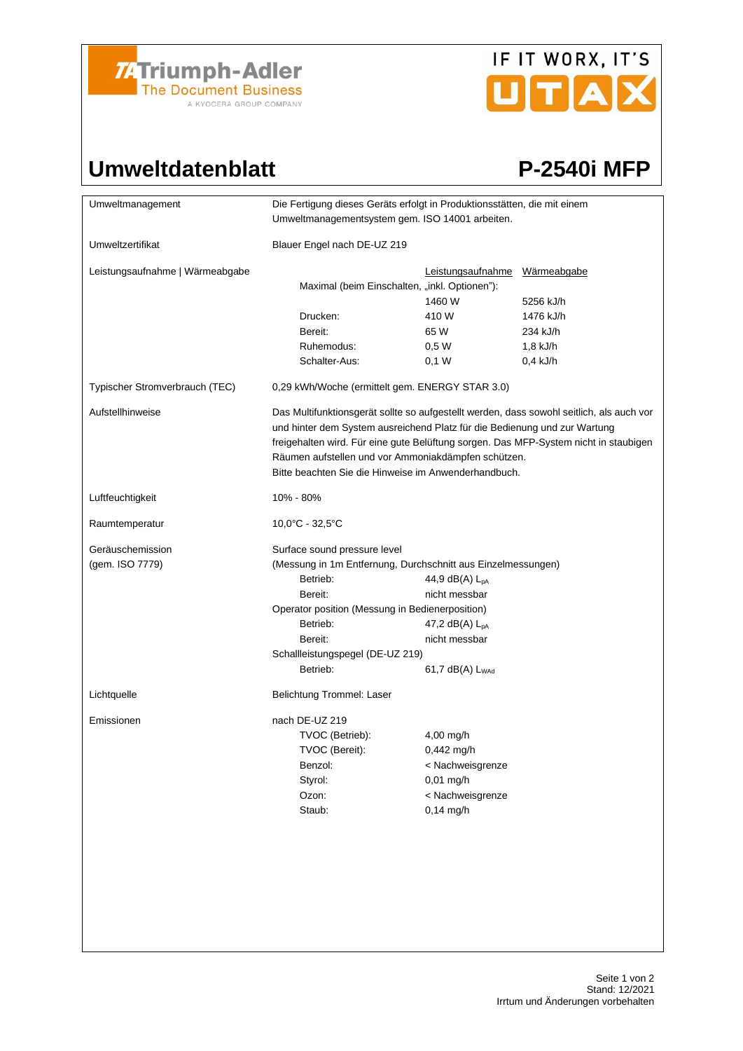Triumph-Adler
The Document Business
A KYOCERA GROUP COMPANY

IF IT WORX, IT'S UTAX

# Umweltdatenblatt

## P-2540i MFP

| | |
|---|---|
| Umweltmanagement | Die Fertigung dieses Geräts erfolgt in Produktionsstätten, die mit einem Umweltmanagementsystem gem. ISO 14001 arbeiten. |
| Umweltzertifikat | Blauer Engel nach DE-UZ 219 |

**Leistungsaufnahme | Wärmeabgabe**

| | Leistungsaufnahme | Wärmeabgabe |
|---|---|---|
| Maximal (beim Einschalten, „inkl. Optionen"): | 1460 W | 5256 kJ/h |
| Drucken: | 410 W | 1476 kJ/h |
| Bereit: | 65 W | 234 kJ/h |
| Ruhemodus: | 0,5 W | 1,8 kJ/h |
| Schalter-Aus: | 0,1 W | 0,4 kJ/h |

| | |
|---|---|
| Typischer Stromverbrauch (TEC) | 0,29 kWh/Woche (ermittelt gem. ENERGY STAR 3.0) |
| Aufstellhinweise | Das Multifunktionsgerät sollte so aufgestellt werden, dass sowohl seitlich, als auch vor und hinter dem System ausreichend Platz für die Bedienung und zur Wartung freigehalten wird. Für eine gute Belüftung sorgen. Das MFP-System nicht in staubigen Räumen aufstellen und vor Ammoniakdämpfen schützen. Bitte beachten Sie die Hinweise im Anwenderhandbuch. |
| Luftfeuchtigkeit | 10% - 80% |
| Raumtemperatur | 10,0°C - 32,5°C |

**Geräuschemission (gem. ISO 7779)**

Surface sound pressure level
(Messung in 1m Entfernung, Durchschnitt aus Einzelmessungen)

| | |
|---|---|
| Betrieb: | 44,9 dB(A) $L_{pA}$ |
| Bereit: | nicht messbar |

Operator position (Messung in Bedienerposition)

| | |
|---|---|
| Betrieb: | 47,2 dB(A) $L_{pA}$ |
| Bereit: | nicht messbar |

Schallleistungspegel (DE-UZ 219)

| | |
|---|---|
| Betrieb: | 61,7 dB(A) $L_{WAd}$ |

| | |
|---|---|
| Lichtquelle | Belichtung Trommel: Laser |

**Emissionen**

nach DE-UZ 219

| | |
|---|---|
| TVOC (Betrieb): | 4,00 mg/h |
| TVOC (Bereit): | 0,442 mg/h |
| Benzol: | < Nachweisgrenze |
| Styrol: | 0,01 mg/h |
| Ozon: | < Nachweisgrenze |
| Staub: | 0,14 mg/h |

Stand: 12/2021
Irrtum und Änderungen vorbehalten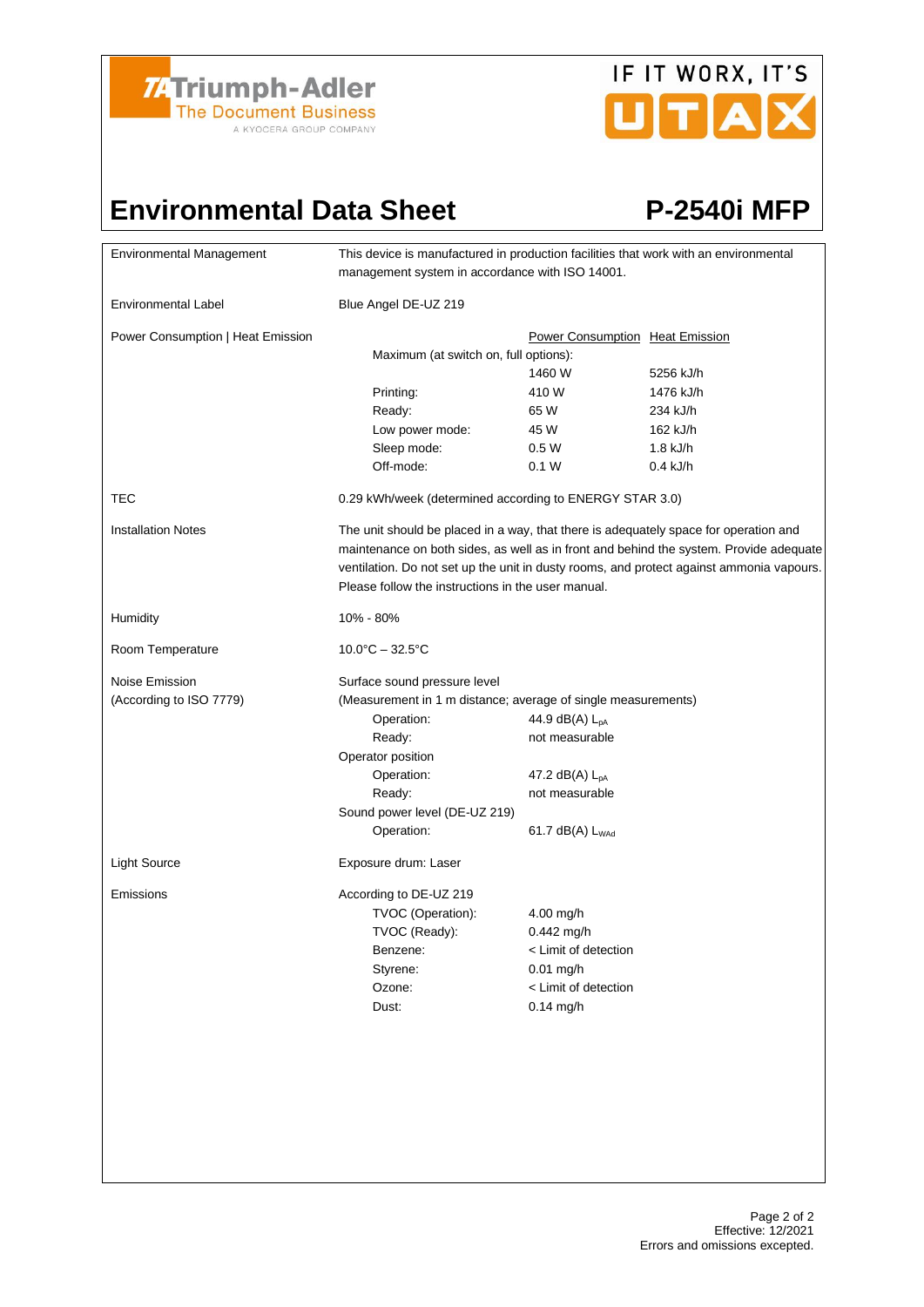Triumph-Adler
The Document Business
A KYOCERA GROUP COMPANY

IF IT WORX, IT'S UTAX

# Environmental Data Sheet

# P-2540i MFP

| | | | |
|---|---|---|---|
| Environmental Management | This device is manufactured in production facilities that work with an environmental management system in accordance with ISO 14001. | | |
| Environmental Label | Blue Angel DE-UZ 219 | | |
| Power Consumption \| Heat Emission | | Power Consumption | Heat Emission |
| | Maximum (at switch on, full options): | 1460 W | 5256 kJ/h |
| | Printing: | 410 W | 1476 kJ/h |
| | Ready: | 65 W | 234 kJ/h |
| | Low power mode: | 45 W | 162 kJ/h |
| | Sleep mode: | 0.5 W | 1.8 kJ/h |
| | Off-mode: | 0.1 W | 0.4 kJ/h |
| TEC | 0.29 kWh/week (determined according to ENERGY STAR 3.0) | | |
| Installation Notes | The unit should be placed in a way, that there is adequately space for operation and maintenance on both sides, as well as in front and behind the system. Provide adequate ventilation. Do not set up the unit in dusty rooms, and protect against ammonia vapours. Please follow the instructions in the user manual. | | |
| Humidity | 10% - 80% | | |
| Room Temperature | 10.0°C – 32.5°C | | |
| Noise Emission (According to ISO 7779) | Surface sound pressure level (Measurement in 1 m distance; average of single measurements) | | |
| | Operation: | 44.9 dB(A) $L_{pA}$ | |
| | Ready: | not measurable | |
| | Operator position | | |
| | Operation: | 47.2 dB(A) $L_{pA}$ | |
| | Ready: | not measurable | |
| | Sound power level (DE-UZ 219) | | |
| | Operation: | 61.7 dB(A) $L_{WAd}$ | |
| Light Source | Exposure drum: Laser | | |
| Emissions | According to DE-UZ 219 | | |
| | TVOC (Operation): | 4.00 mg/h | |
| | TVOC (Ready): | 0.442 mg/h | |
| | Benzene: | < Limit of detection | |
| | Styrene: | 0.01 mg/h | |
| | Ozone: | < Limit of detection | |
| | Dust: | 0.14 mg/h | |

Effective: 12/2021
Errors and omissions excepted.